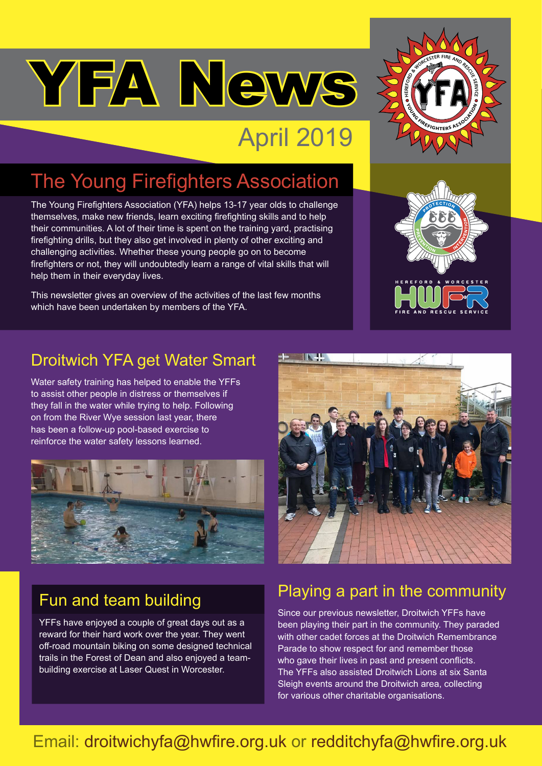# YFA News

April 2019

## The Young Firefighters Association

The Young Firefighters Association (YFA) helps 13-17 year olds to challenge themselves, make new friends, learn exciting firefighting skills and to help their communities. A lot of their time is spent on the training yard, practising firefighting drills, but they also get involved in plenty of other exciting and challenging activities. Whether these young people go on to become firefighters or not, they will undoubtedly learn a range of vital skills that will help them in their everyday lives.

This newsletter gives an overview of the activities of the last few months which have been undertaken by members of the YFA.

## Droitwich YFA get Water Smart

Water safety training has helped to enable the YFFs to assist other people in distress or themselves if they fall in the water while trying to help. Following on from the River Wye session last year, there has been a follow-up pool-based exercise to reinforce the water safety lessons learned.

## Fun and team building

YFFs have enjoyed a couple of great days out as a reward for their hard work over the year. They went off-road mountain biking on some designed technical trails in the Forest of Dean and also enjoyed a team-building exercise at Laser Quest in Worcester.

## Playing a part in the community

Since our previous newsletter, Droitwich YFFs have been playing their part in the community. They paraded with other cadet forces at the Droitwich Remembrance Parade to show respect for and remember those who gave their lives in past and present conflicts. The YFFs also assisted Droitwich Lions at six Santa Sleigh events around the Droitwich area, collecting for various other charitable organisations.

Email: droitwichyfa@hwfire.org.uk or redditchyfa@hwfire.org.uk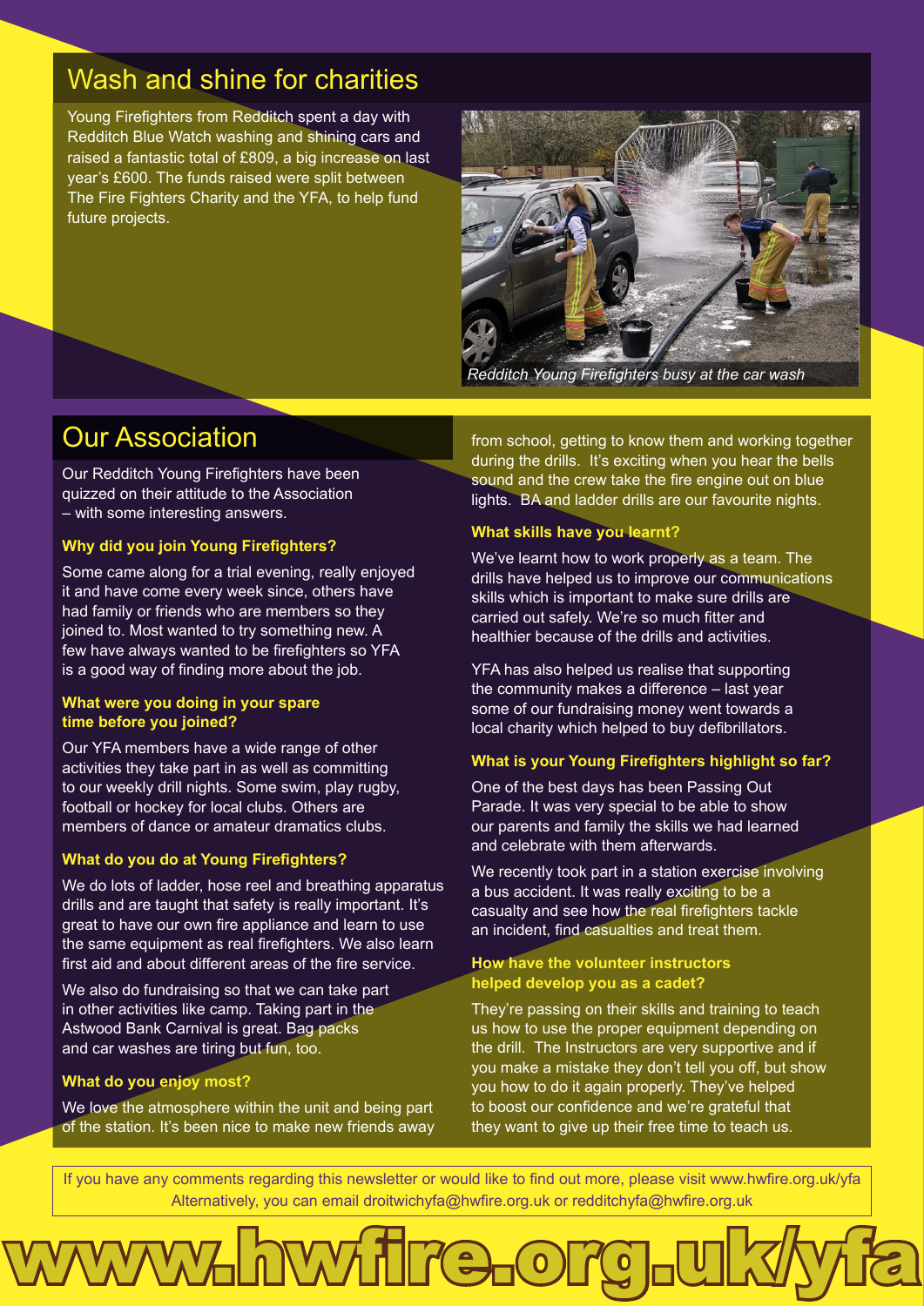## Wash and shine for charities

Young Firefighters from Redditch spent a day with Redditch Blue Watch washing and shining cars and raised a fantastic total of £809, a big increase on last year's £600. The funds raised were split between The Fire Fighters Charity and the YFA, to help fund future projects.

*Redditch Young Firefighters busy at the car wash*

## Our Association

Our Redditch Young Firefighters have been quizzed on their attitude to the Association – with some interesting answers.

**Why did you join Young Firefighters?**

Some came along for a trial evening, really enjoyed it and have come every week since, others have had family or friends who are members so they joined to. Most wanted to try something new. A few have always wanted to be firefighters so YFA is a good way of finding more about the job.

**What were you doing in your spare time before you joined?**

Our YFA members have a wide range of other activities they take part in as well as committing to our weekly drill nights. Some swim, play rugby, football or hockey for local clubs. Others are members of dance or amateur dramatics clubs.

**What do you do at Young Firefighters?**

We do lots of ladder, hose reel and breathing apparatus drills and are taught that safety is really important. It's great to have our own fire appliance and learn to use the same equipment as real firefighters. We also learn first aid and about different areas of the fire service.

We also do fundraising so that we can take part in other activities like camp. Taking part in the Astwood Bank Carnival is great. Bag packs and car washes are tiring but fun, too.

**What do you enjoy most?**

We love the atmosphere within the unit and being part of the station. It's been nice to make new friends away from school, getting to know them and working together during the drills. It's exciting when you hear the bells sound and the crew take the fire engine out on blue lights. BA and ladder drills are our favourite nights.

**What skills have you learnt?**

We've learnt how to work properly as a team. The drills have helped us to improve our communications skills which is important to make sure drills are carried out safely. We're so much fitter and healthier because of the drills and activities.

YFA has also helped us realise that supporting the community makes a difference – last year some of our fundraising money went towards a local charity which helped to buy defibrillators.

**What is your Young Firefighters highlight so far?**

One of the best days has been Passing Out Parade. It was very special to be able to show our parents and family the skills we had learned and celebrate with them afterwards.

We recently took part in a station exercise involving a bus accident. It was really exciting to be a casualty and see how the real firefighters tackle an incident, find casualties and treat them.

**How have the volunteer instructors helped develop you as a cadet?**

They're passing on their skills and training to teach us how to use the proper equipment depending on the drill. The Instructors are very supportive and if you make a mistake they don't tell you off, but show you how to do it again properly. They've helped to boost our confidence and we're grateful that they want to give up their free time to teach us.

If you have any comments regarding this newsletter or would like to find out more, please visit www.hwfire.org.uk/yfa
Alternatively, you can email droitwichyfa@hwfire.org.uk or redditchyfa@hwfire.org.uk

**www.hwfire.org.uk/yfa**